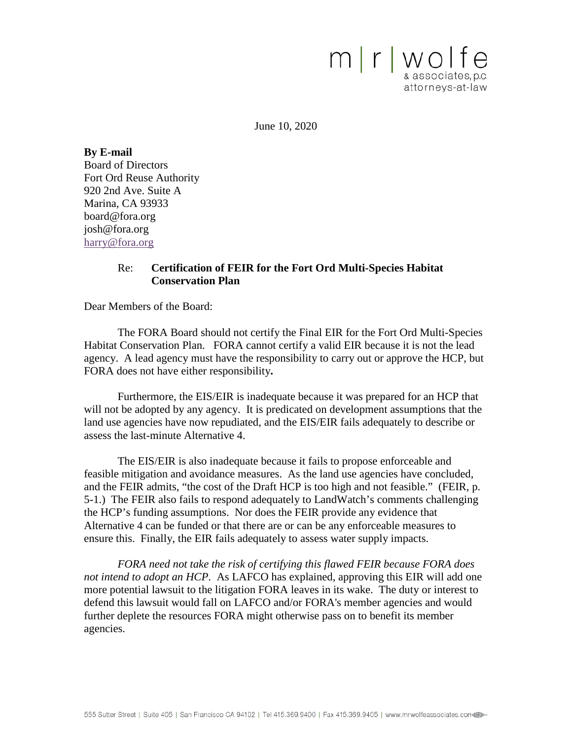m|r|wolfe
& associates, p.c.
attorneys-at-law

June 10, 2020

**By E-mail**
Board of Directors
Fort Ord Reuse Authority
920 2nd Ave. Suite A
Marina, CA 93933
board@fora.org
josh@fora.org
harry@fora.org

Re: **Certification of FEIR for the Fort Ord Multi-Species Habitat Conservation Plan**

Dear Members of the Board:

The FORA Board should not certify the Final EIR for the Fort Ord Multi-Species Habitat Conservation Plan. FORA cannot certify a valid EIR because it is not the lead agency. A lead agency must have the responsibility to carry out or approve the HCP, but FORA does not have either responsibility**.**

Furthermore, the EIS/EIR is inadequate because it was prepared for an HCP that will not be adopted by any agency. It is predicated on development assumptions that the land use agencies have now repudiated, and the EIS/EIR fails adequately to describe or assess the last-minute Alternative 4.

The EIS/EIR is also inadequate because it fails to propose enforceable and feasible mitigation and avoidance measures. As the land use agencies have concluded, and the FEIR admits, "the cost of the Draft HCP is too high and not feasible." (FEIR, p. 5-1.) The FEIR also fails to respond adequately to LandWatch's comments challenging the HCP's funding assumptions. Nor does the FEIR provide any evidence that Alternative 4 can be funded or that there are or can be any enforceable measures to ensure this. Finally, the EIR fails adequately to assess water supply impacts.

*FORA need not take the risk of certifying this flawed FEIR because FORA does not intend to adopt an HCP*. As LAFCO has explained, approving this EIR will add one more potential lawsuit to the litigation FORA leaves in its wake. The duty or interest to defend this lawsuit would fall on LAFCO and/or FORA's member agencies and would further deplete the resources FORA might otherwise pass on to benefit its member agencies.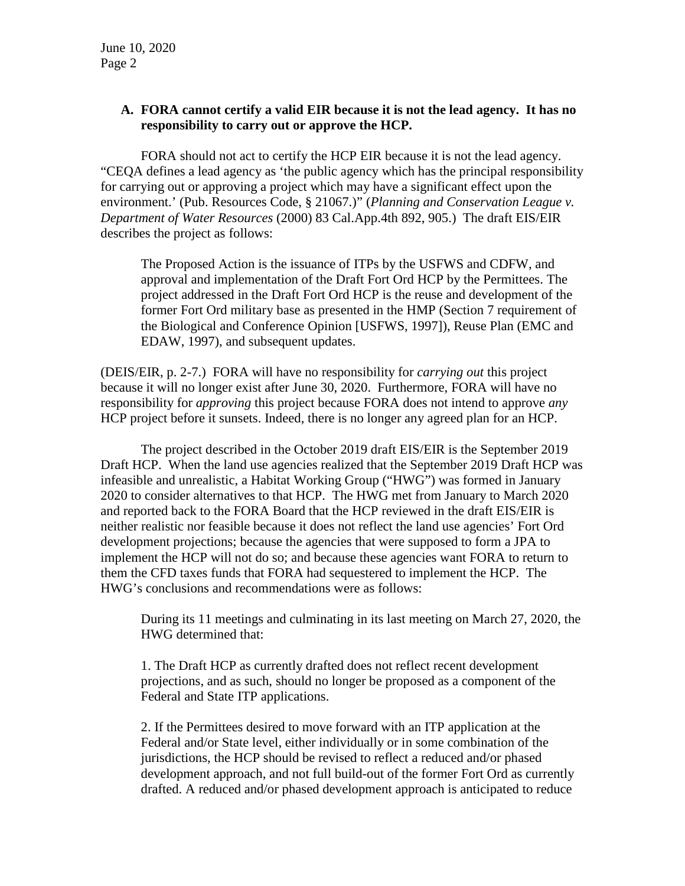**A. FORA cannot certify a valid EIR because it is not the lead agency. It has no responsibility to carry out or approve the HCP.**

FORA should not act to certify the HCP EIR because it is not the lead agency. "CEQA defines a lead agency as 'the public agency which has the principal responsibility for carrying out or approving a project which may have a significant effect upon the environment.' (Pub. Resources Code, § 21067.)" (*Planning and Conservation League v. Department of Water Resources* (2000) 83 Cal.App.4th 892, 905.) The draft EIS/EIR describes the project as follows:

> The Proposed Action is the issuance of ITPs by the USFWS and CDFW, and approval and implementation of the Draft Fort Ord HCP by the Permittees. The project addressed in the Draft Fort Ord HCP is the reuse and development of the former Fort Ord military base as presented in the HMP (Section 7 requirement of the Biological and Conference Opinion [USFWS, 1997]), Reuse Plan (EMC and EDAW, 1997), and subsequent updates.

(DEIS/EIR, p. 2-7.) FORA will have no responsibility for *carrying out* this project because it will no longer exist after June 30, 2020. Furthermore, FORA will have no responsibility for *approving* this project because FORA does not intend to approve *any* HCP project before it sunsets. Indeed, there is no longer any agreed plan for an HCP.

The project described in the October 2019 draft EIS/EIR is the September 2019 Draft HCP. When the land use agencies realized that the September 2019 Draft HCP was infeasible and unrealistic, a Habitat Working Group ("HWG") was formed in January 2020 to consider alternatives to that HCP. The HWG met from January to March 2020 and reported back to the FORA Board that the HCP reviewed in the draft EIS/EIR is neither realistic nor feasible because it does not reflect the land use agencies' Fort Ord development projections; because the agencies that were supposed to form a JPA to implement the HCP will not do so; and because these agencies want FORA to return to them the CFD taxes funds that FORA had sequestered to implement the HCP. The HWG's conclusions and recommendations were as follows:

> During its 11 meetings and culminating in its last meeting on March 27, 2020, the HWG determined that:
>
> 1. The Draft HCP as currently drafted does not reflect recent development projections, and as such, should no longer be proposed as a component of the Federal and State ITP applications.
>
> 2. If the Permittees desired to move forward with an ITP application at the Federal and/or State level, either individually or in some combination of the jurisdictions, the HCP should be revised to reflect a reduced and/or phased development approach, and not full build-out of the former Fort Ord as currently drafted. A reduced and/or phased development approach is anticipated to reduce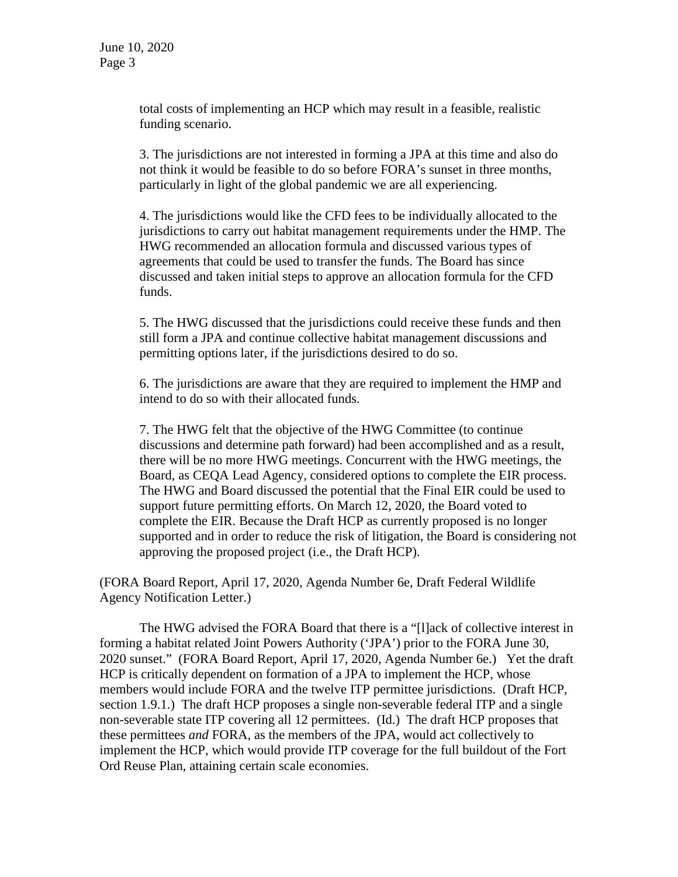total costs of implementing an HCP which may result in a feasible, realistic funding scenario.

3. The jurisdictions are not interested in forming a JPA at this time and also do not think it would be feasible to do so before FORA's sunset in three months, particularly in light of the global pandemic we are all experiencing.

4. The jurisdictions would like the CFD fees to be individually allocated to the jurisdictions to carry out habitat management requirements under the HMP. The HWG recommended an allocation formula and discussed various types of agreements that could be used to transfer the funds. The Board has since discussed and taken initial steps to approve an allocation formula for the CFD funds.

5. The HWG discussed that the jurisdictions could receive these funds and then still form a JPA and continue collective habitat management discussions and permitting options later, if the jurisdictions desired to do so.

6. The jurisdictions are aware that they are required to implement the HMP and intend to do so with their allocated funds.

7. The HWG felt that the objective of the HWG Committee (to continue discussions and determine path forward) had been accomplished and as a result, there will be no more HWG meetings. Concurrent with the HWG meetings, the Board, as CEQA Lead Agency, considered options to complete the EIR process. The HWG and Board discussed the potential that the Final EIR could be used to support future permitting efforts. On March 12, 2020, the Board voted to complete the EIR. Because the Draft HCP as currently proposed is no longer supported and in order to reduce the risk of litigation, the Board is considering not approving the proposed project (i.e., the Draft HCP).

(FORA Board Report, April 17, 2020, Agenda Number 6e, Draft Federal Wildlife Agency Notification Letter.)

The HWG advised the FORA Board that there is a "[l]ack of collective interest in forming a habitat related Joint Powers Authority ('JPA') prior to the FORA June 30, 2020 sunset." (FORA Board Report, April 17, 2020, Agenda Number 6e.) Yet the draft HCP is critically dependent on formation of a JPA to implement the HCP, whose members would include FORA and the twelve ITP permittee jurisdictions. (Draft HCP, section 1.9.1.) The draft HCP proposes a single non-severable federal ITP and a single non-severable state ITP covering all 12 permittees. (Id.) The draft HCP proposes that these permittees *and* FORA, as the members of the JPA, would act collectively to implement the HCP, which would provide ITP coverage for the full buildout of the Fort Ord Reuse Plan, attaining certain scale economies.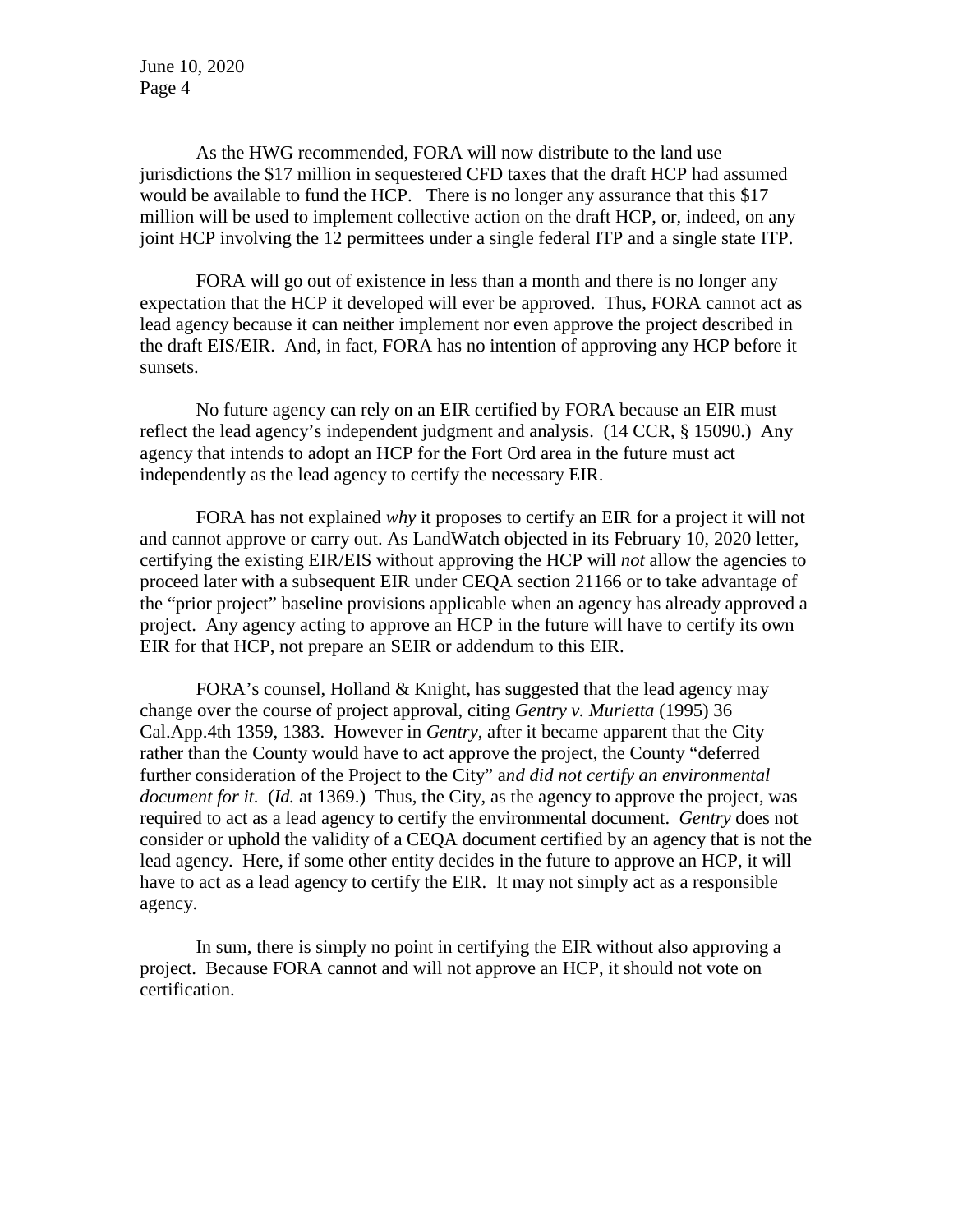As the HWG recommended, FORA will now distribute to the land use jurisdictions the $17 million in sequestered CFD taxes that the draft HCP had assumed would be available to fund the HCP. There is no longer any assurance that this $17 million will be used to implement collective action on the draft HCP, or, indeed, on any joint HCP involving the 12 permittees under a single federal ITP and a single state ITP.

FORA will go out of existence in less than a month and there is no longer any expectation that the HCP it developed will ever be approved. Thus, FORA cannot act as lead agency because it can neither implement nor even approve the project described in the draft EIS/EIR. And, in fact, FORA has no intention of approving any HCP before it sunsets.

No future agency can rely on an EIR certified by FORA because an EIR must reflect the lead agency's independent judgment and analysis. (14 CCR, § 15090.) Any agency that intends to adopt an HCP for the Fort Ord area in the future must act independently as the lead agency to certify the necessary EIR.

FORA has not explained *why* it proposes to certify an EIR for a project it will not and cannot approve or carry out. As LandWatch objected in its February 10, 2020 letter, certifying the existing EIR/EIS without approving the HCP will *not* allow the agencies to proceed later with a subsequent EIR under CEQA section 21166 or to take advantage of the "prior project" baseline provisions applicable when an agency has already approved a project. Any agency acting to approve an HCP in the future will have to certify its own EIR for that HCP, not prepare an SEIR or addendum to this EIR.

FORA's counsel, Holland & Knight, has suggested that the lead agency may change over the course of project approval, citing *Gentry v. Murietta* (1995) 36 Cal.App.4th 1359, 1383. However in *Gentry*, after it became apparent that the City rather than the County would have to act approve the project, the County "deferred further consideration of the Project to the City" *and did not certify an environmental document for it.* (*Id.* at 1369.) Thus, the City, as the agency to approve the project, was required to act as a lead agency to certify the environmental document. *Gentry* does not consider or uphold the validity of a CEQA document certified by an agency that is not the lead agency. Here, if some other entity decides in the future to approve an HCP, it will have to act as a lead agency to certify the EIR. It may not simply act as a responsible agency.

In sum, there is simply no point in certifying the EIR without also approving a project. Because FORA cannot and will not approve an HCP, it should not vote on certification.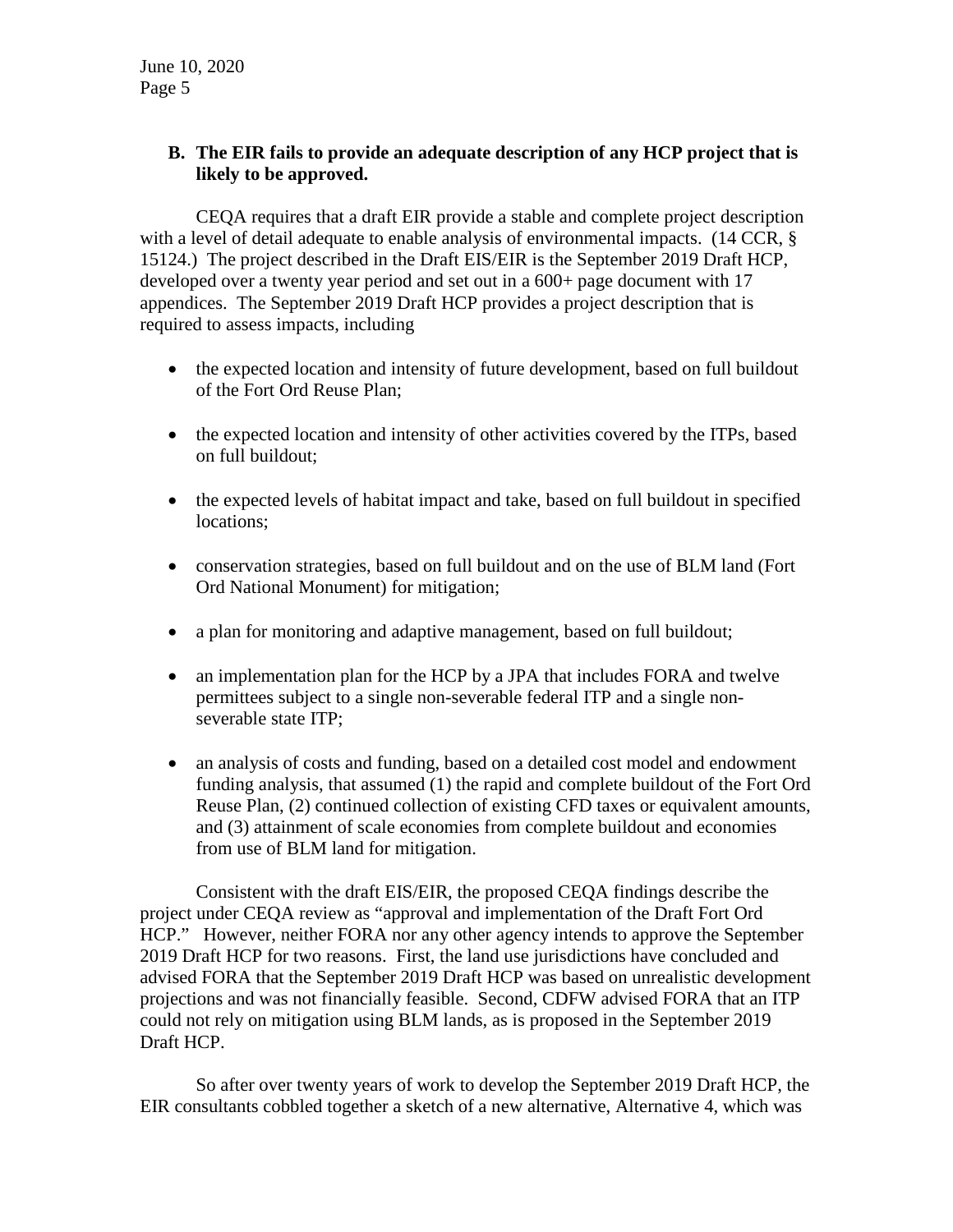### B. The EIR fails to provide an adequate description of any HCP project that is likely to be approved.

CEQA requires that a draft EIR provide a stable and complete project description with a level of detail adequate to enable analysis of environmental impacts. (14 CCR, § 15124.) The project described in the Draft EIS/EIR is the September 2019 Draft HCP, developed over a twenty year period and set out in a 600+ page document with 17 appendices. The September 2019 Draft HCP provides a project description that is required to assess impacts, including

- the expected location and intensity of future development, based on full buildout of the Fort Ord Reuse Plan;
- the expected location and intensity of other activities covered by the ITPs, based on full buildout;
- the expected levels of habitat impact and take, based on full buildout in specified locations;
- conservation strategies, based on full buildout and on the use of BLM land (Fort Ord National Monument) for mitigation;
- a plan for monitoring and adaptive management, based on full buildout;
- an implementation plan for the HCP by a JPA that includes FORA and twelve permittees subject to a single non-severable federal ITP and a single non-severable state ITP;
- an analysis of costs and funding, based on a detailed cost model and endowment funding analysis, that assumed (1) the rapid and complete buildout of the Fort Ord Reuse Plan, (2) continued collection of existing CFD taxes or equivalent amounts, and (3) attainment of scale economies from complete buildout and economies from use of BLM land for mitigation.

Consistent with the draft EIS/EIR, the proposed CEQA findings describe the project under CEQA review as "approval and implementation of the Draft Fort Ord HCP." However, neither FORA nor any other agency intends to approve the September 2019 Draft HCP for two reasons. First, the land use jurisdictions have concluded and advised FORA that the September 2019 Draft HCP was based on unrealistic development projections and was not financially feasible. Second, CDFW advised FORA that an ITP could not rely on mitigation using BLM lands, as is proposed in the September 2019 Draft HCP.

So after over twenty years of work to develop the September 2019 Draft HCP, the EIR consultants cobbled together a sketch of a new alternative, Alternative 4, which was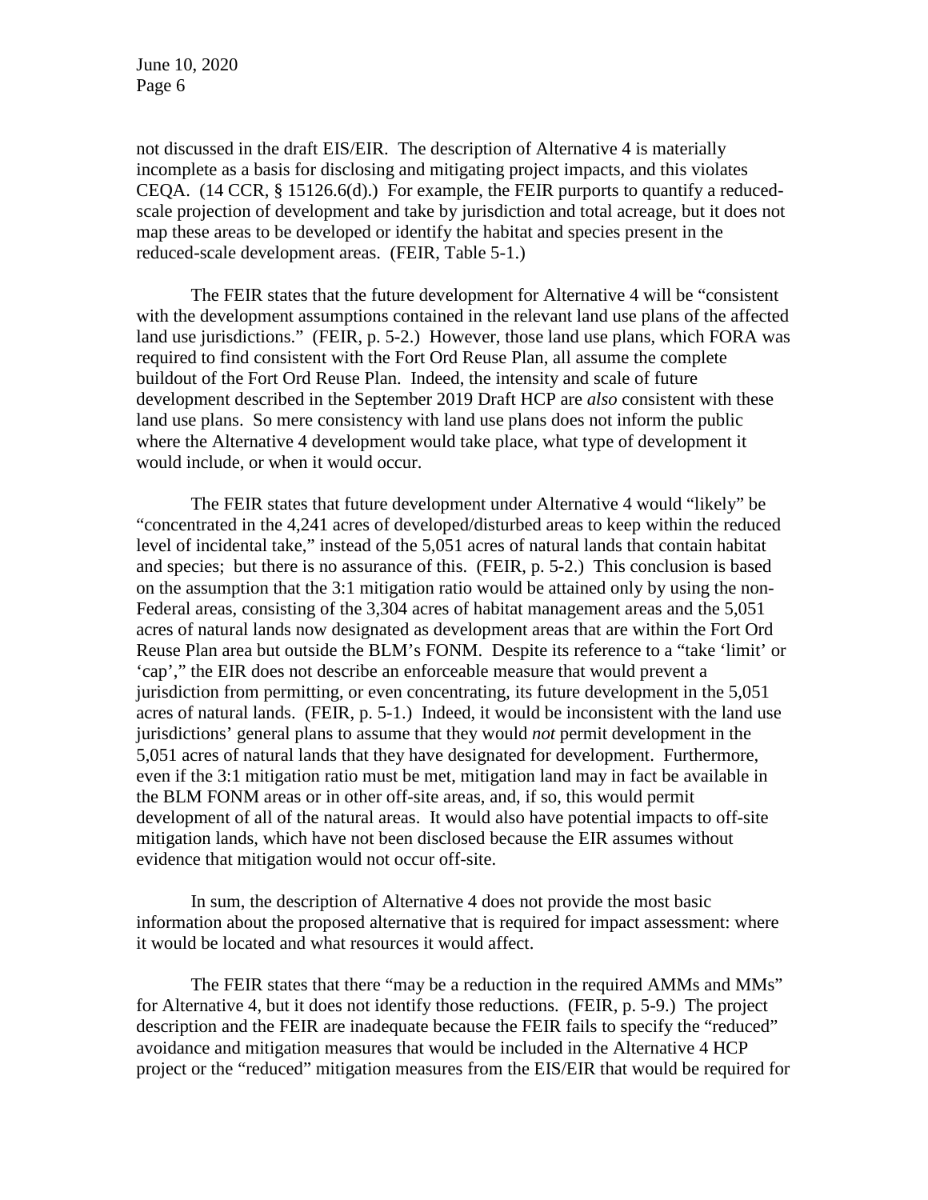not discussed in the draft EIS/EIR. The description of Alternative 4 is materially incomplete as a basis for disclosing and mitigating project impacts, and this violates CEQA. (14 CCR, § 15126.6(d).) For example, the FEIR purports to quantify a reduced-scale projection of development and take by jurisdiction and total acreage, but it does not map these areas to be developed or identify the habitat and species present in the reduced-scale development areas. (FEIR, Table 5-1.)

The FEIR states that the future development for Alternative 4 will be "consistent with the development assumptions contained in the relevant land use plans of the affected land use jurisdictions." (FEIR, p. 5-2.) However, those land use plans, which FORA was required to find consistent with the Fort Ord Reuse Plan, all assume the complete buildout of the Fort Ord Reuse Plan. Indeed, the intensity and scale of future development described in the September 2019 Draft HCP are *also* consistent with these land use plans. So mere consistency with land use plans does not inform the public where the Alternative 4 development would take place, what type of development it would include, or when it would occur.

The FEIR states that future development under Alternative 4 would "likely" be "concentrated in the 4,241 acres of developed/disturbed areas to keep within the reduced level of incidental take," instead of the 5,051 acres of natural lands that contain habitat and species; but there is no assurance of this. (FEIR, p. 5-2.) This conclusion is based on the assumption that the 3:1 mitigation ratio would be attained only by using the non-Federal areas, consisting of the 3,304 acres of habitat management areas and the 5,051 acres of natural lands now designated as development areas that are within the Fort Ord Reuse Plan area but outside the BLM's FONM. Despite its reference to a "take 'limit' or 'cap'," the EIR does not describe an enforceable measure that would prevent a jurisdiction from permitting, or even concentrating, its future development in the 5,051 acres of natural lands. (FEIR, p. 5-1.) Indeed, it would be inconsistent with the land use jurisdictions' general plans to assume that they would *not* permit development in the 5,051 acres of natural lands that they have designated for development. Furthermore, even if the 3:1 mitigation ratio must be met, mitigation land may in fact be available in the BLM FONM areas or in other off-site areas, and, if so, this would permit development of all of the natural areas. It would also have potential impacts to off-site mitigation lands, which have not been disclosed because the EIR assumes without evidence that mitigation would not occur off-site.

In sum, the description of Alternative 4 does not provide the most basic information about the proposed alternative that is required for impact assessment: where it would be located and what resources it would affect.

The FEIR states that there "may be a reduction in the required AMMs and MMs" for Alternative 4, but it does not identify those reductions. (FEIR, p. 5-9.) The project description and the FEIR are inadequate because the FEIR fails to specify the "reduced" avoidance and mitigation measures that would be included in the Alternative 4 HCP project or the "reduced" mitigation measures from the EIS/EIR that would be required for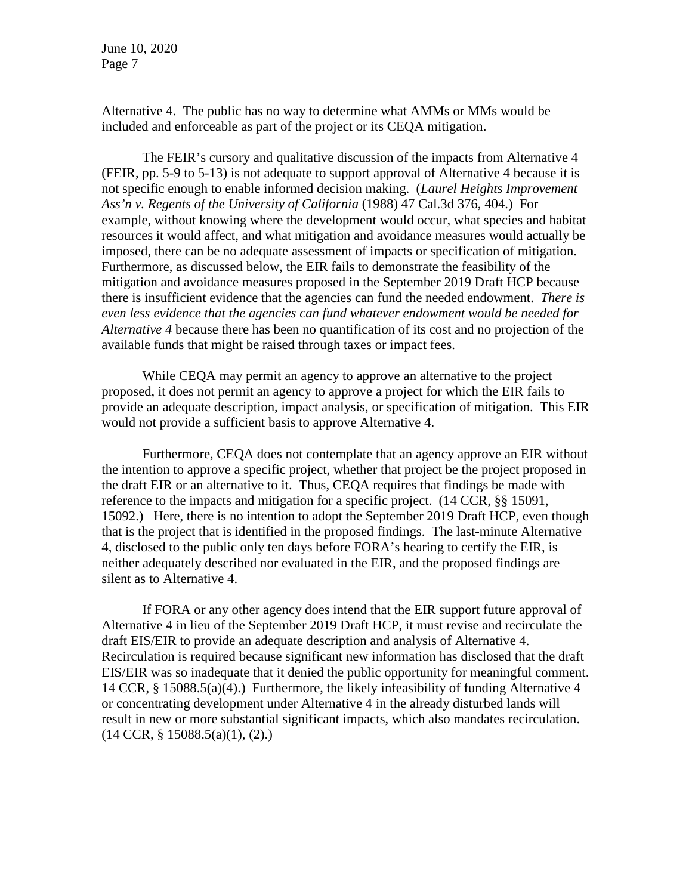Alternative 4. The public has no way to determine what AMMs or MMs would be included and enforceable as part of the project or its CEQA mitigation.

The FEIR's cursory and qualitative discussion of the impacts from Alternative 4 (FEIR, pp. 5-9 to 5-13) is not adequate to support approval of Alternative 4 because it is not specific enough to enable informed decision making. (*Laurel Heights Improvement Ass'n v. Regents of the University of California* (1988) 47 Cal.3d 376, 404.) For example, without knowing where the development would occur, what species and habitat resources it would affect, and what mitigation and avoidance measures would actually be imposed, there can be no adequate assessment of impacts or specification of mitigation. Furthermore, as discussed below, the EIR fails to demonstrate the feasibility of the mitigation and avoidance measures proposed in the September 2019 Draft HCP because there is insufficient evidence that the agencies can fund the needed endowment. *There is even less evidence that the agencies can fund whatever endowment would be needed for Alternative 4* because there has been no quantification of its cost and no projection of the available funds that might be raised through taxes or impact fees.

While CEQA may permit an agency to approve an alternative to the project proposed, it does not permit an agency to approve a project for which the EIR fails to provide an adequate description, impact analysis, or specification of mitigation. This EIR would not provide a sufficient basis to approve Alternative 4.

Furthermore, CEQA does not contemplate that an agency approve an EIR without the intention to approve a specific project, whether that project be the project proposed in the draft EIR or an alternative to it. Thus, CEQA requires that findings be made with reference to the impacts and mitigation for a specific project. (14 CCR, §§ 15091, 15092.) Here, there is no intention to adopt the September 2019 Draft HCP, even though that is the project that is identified in the proposed findings. The last-minute Alternative 4, disclosed to the public only ten days before FORA's hearing to certify the EIR, is neither adequately described nor evaluated in the EIR, and the proposed findings are silent as to Alternative 4.

If FORA or any other agency does intend that the EIR support future approval of Alternative 4 in lieu of the September 2019 Draft HCP, it must revise and recirculate the draft EIS/EIR to provide an adequate description and analysis of Alternative 4. Recirculation is required because significant new information has disclosed that the draft EIS/EIR was so inadequate that it denied the public opportunity for meaningful comment. 14 CCR, § 15088.5(a)(4).) Furthermore, the likely infeasibility of funding Alternative 4 or concentrating development under Alternative 4 in the already disturbed lands will result in new or more substantial significant impacts, which also mandates recirculation. (14 CCR, § 15088.5(a)(1), (2).)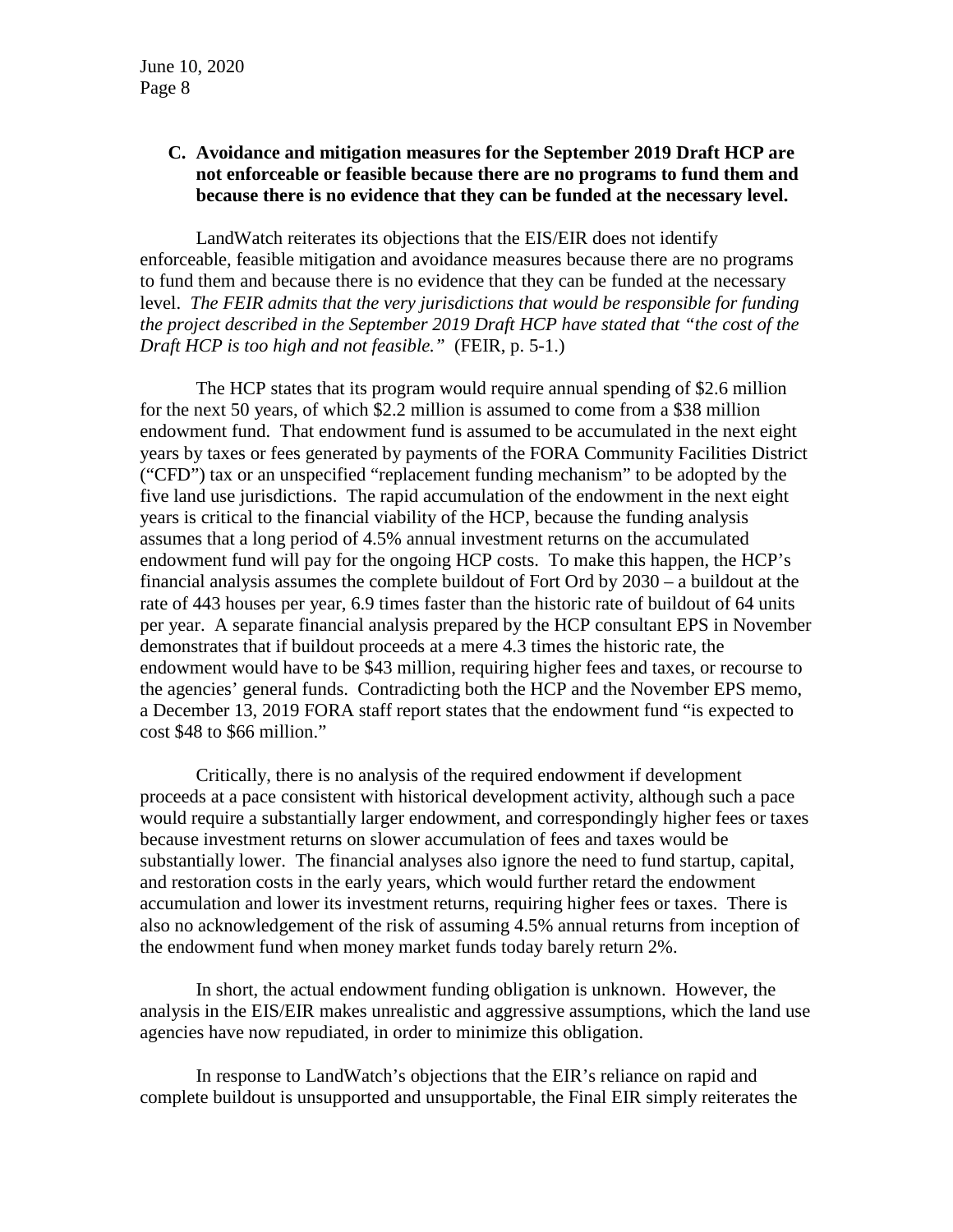### C. Avoidance and mitigation measures for the September 2019 Draft HCP are not enforceable or feasible because there are no programs to fund them and because there is no evidence that they can be funded at the necessary level.

LandWatch reiterates its objections that the EIS/EIR does not identify enforceable, feasible mitigation and avoidance measures because there are no programs to fund them and because there is no evidence that they can be funded at the necessary level. *The FEIR admits that the very jurisdictions that would be responsible for funding the project described in the September 2019 Draft HCP have stated that "the cost of the Draft HCP is too high and not feasible."* (FEIR, p. 5-1.)

The HCP states that its program would require annual spending of $2.6 million for the next 50 years, of which $2.2 million is assumed to come from a $38 million endowment fund. That endowment fund is assumed to be accumulated in the next eight years by taxes or fees generated by payments of the FORA Community Facilities District ("CFD") tax or an unspecified "replacement funding mechanism" to be adopted by the five land use jurisdictions. The rapid accumulation of the endowment in the next eight years is critical to the financial viability of the HCP, because the funding analysis assumes that a long period of 4.5% annual investment returns on the accumulated endowment fund will pay for the ongoing HCP costs. To make this happen, the HCP's financial analysis assumes the complete buildout of Fort Ord by 2030 – a buildout at the rate of 443 houses per year, 6.9 times faster than the historic rate of buildout of 64 units per year. A separate financial analysis prepared by the HCP consultant EPS in November demonstrates that if buildout proceeds at a mere 4.3 times the historic rate, the endowment would have to be $43 million, requiring higher fees and taxes, or recourse to the agencies' general funds. Contradicting both the HCP and the November EPS memo, a December 13, 2019 FORA staff report states that the endowment fund "is expected to cost $48 to $66 million."

Critically, there is no analysis of the required endowment if development proceeds at a pace consistent with historical development activity, although such a pace would require a substantially larger endowment, and correspondingly higher fees or taxes because investment returns on slower accumulation of fees and taxes would be substantially lower. The financial analyses also ignore the need to fund startup, capital, and restoration costs in the early years, which would further retard the endowment accumulation and lower its investment returns, requiring higher fees or taxes. There is also no acknowledgement of the risk of assuming 4.5% annual returns from inception of the endowment fund when money market funds today barely return 2%.

In short, the actual endowment funding obligation is unknown. However, the analysis in the EIS/EIR makes unrealistic and aggressive assumptions, which the land use agencies have now repudiated, in order to minimize this obligation.

In response to LandWatch's objections that the EIR's reliance on rapid and complete buildout is unsupported and unsupportable, the Final EIR simply reiterates the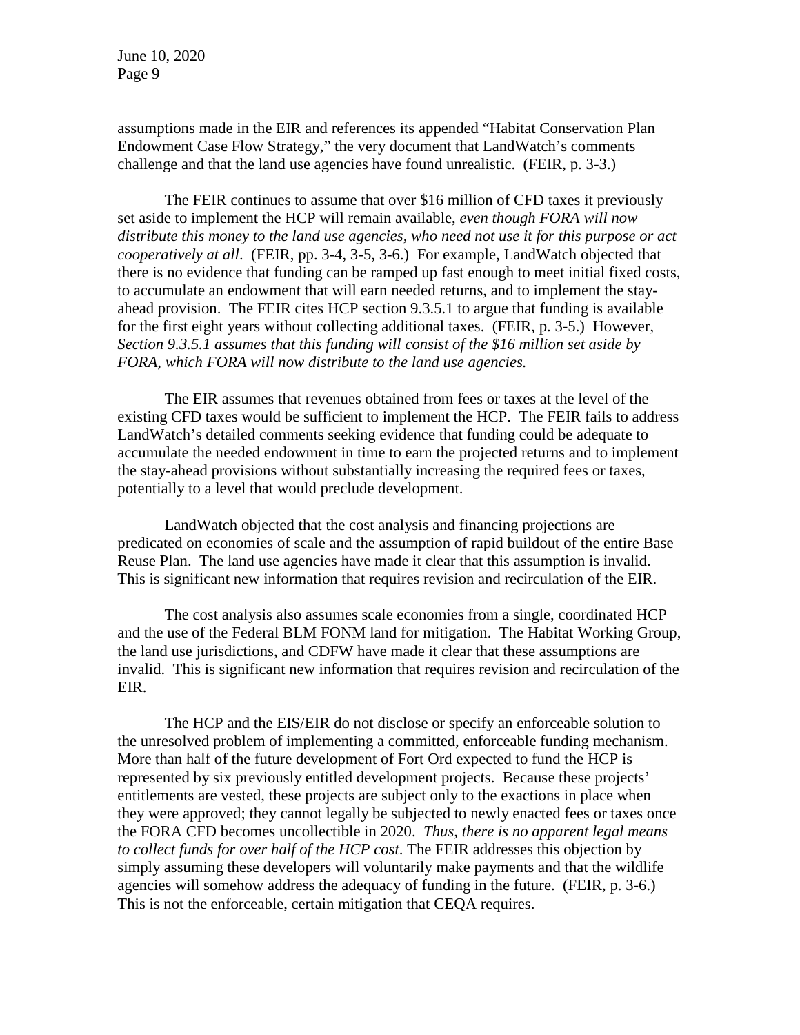assumptions made in the EIR and references its appended "Habitat Conservation Plan Endowment Case Flow Strategy," the very document that LandWatch's comments challenge and that the land use agencies have found unrealistic. (FEIR, p. 3-3.)

The FEIR continues to assume that over $16 million of CFD taxes it previously set aside to implement the HCP will remain available, *even though FORA will now distribute this money to the land use agencies, who need not use it for this purpose or act cooperatively at all*. (FEIR, pp. 3-4, 3-5, 3-6.) For example, LandWatch objected that there is no evidence that funding can be ramped up fast enough to meet initial fixed costs, to accumulate an endowment that will earn needed returns, and to implement the stay-ahead provision. The FEIR cites HCP section 9.3.5.1 to argue that funding is available for the first eight years without collecting additional taxes. (FEIR, p. 3-5.) However, *Section 9.3.5.1 assumes that this funding will consist of the $16 million set aside by FORA, which FORA will now distribute to the land use agencies.*

The EIR assumes that revenues obtained from fees or taxes at the level of the existing CFD taxes would be sufficient to implement the HCP. The FEIR fails to address LandWatch's detailed comments seeking evidence that funding could be adequate to accumulate the needed endowment in time to earn the projected returns and to implement the stay-ahead provisions without substantially increasing the required fees or taxes, potentially to a level that would preclude development.

LandWatch objected that the cost analysis and financing projections are predicated on economies of scale and the assumption of rapid buildout of the entire Base Reuse Plan. The land use agencies have made it clear that this assumption is invalid. This is significant new information that requires revision and recirculation of the EIR.

The cost analysis also assumes scale economies from a single, coordinated HCP and the use of the Federal BLM FONM land for mitigation. The Habitat Working Group, the land use jurisdictions, and CDFW have made it clear that these assumptions are invalid. This is significant new information that requires revision and recirculation of the EIR.

The HCP and the EIS/EIR do not disclose or specify an enforceable solution to the unresolved problem of implementing a committed, enforceable funding mechanism. More than half of the future development of Fort Ord expected to fund the HCP is represented by six previously entitled development projects. Because these projects' entitlements are vested, these projects are subject only to the exactions in place when they were approved; they cannot legally be subjected to newly enacted fees or taxes once the FORA CFD becomes uncollectible in 2020. *Thus, there is no apparent legal means to collect funds for over half of the HCP cost*. The FEIR addresses this objection by simply assuming these developers will voluntarily make payments and that the wildlife agencies will somehow address the adequacy of funding in the future. (FEIR, p. 3-6.) This is not the enforceable, certain mitigation that CEQA requires.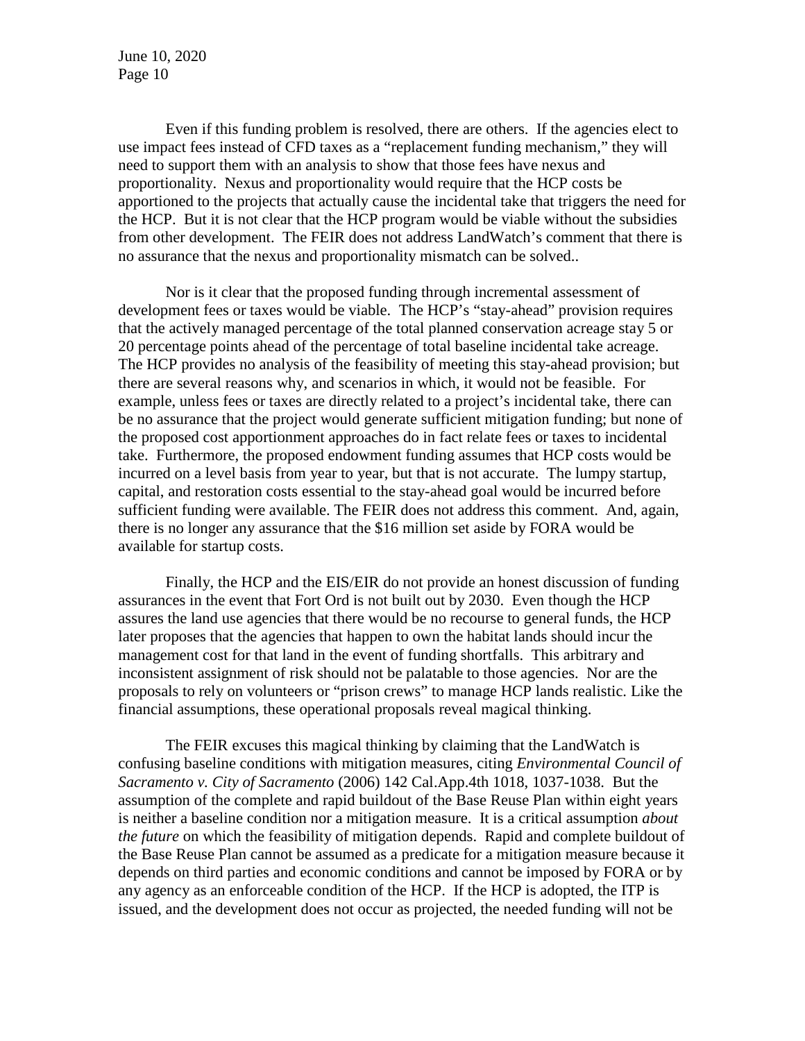Even if this funding problem is resolved, there are others. If the agencies elect to use impact fees instead of CFD taxes as a "replacement funding mechanism," they will need to support them with an analysis to show that those fees have nexus and proportionality. Nexus and proportionality would require that the HCP costs be apportioned to the projects that actually cause the incidental take that triggers the need for the HCP. But it is not clear that the HCP program would be viable without the subsidies from other development. The FEIR does not address LandWatch's comment that there is no assurance that the nexus and proportionality mismatch can be solved..

Nor is it clear that the proposed funding through incremental assessment of development fees or taxes would be viable. The HCP's "stay-ahead" provision requires that the actively managed percentage of the total planned conservation acreage stay 5 or 20 percentage points ahead of the percentage of total baseline incidental take acreage. The HCP provides no analysis of the feasibility of meeting this stay-ahead provision; but there are several reasons why, and scenarios in which, it would not be feasible. For example, unless fees or taxes are directly related to a project's incidental take, there can be no assurance that the project would generate sufficient mitigation funding; but none of the proposed cost apportionment approaches do in fact relate fees or taxes to incidental take. Furthermore, the proposed endowment funding assumes that HCP costs would be incurred on a level basis from year to year, but that is not accurate. The lumpy startup, capital, and restoration costs essential to the stay-ahead goal would be incurred before sufficient funding were available. The FEIR does not address this comment. And, again, there is no longer any assurance that the $16 million set aside by FORA would be available for startup costs.

Finally, the HCP and the EIS/EIR do not provide an honest discussion of funding assurances in the event that Fort Ord is not built out by 2030. Even though the HCP assures the land use agencies that there would be no recourse to general funds, the HCP later proposes that the agencies that happen to own the habitat lands should incur the management cost for that land in the event of funding shortfalls. This arbitrary and inconsistent assignment of risk should not be palatable to those agencies. Nor are the proposals to rely on volunteers or "prison crews" to manage HCP lands realistic. Like the financial assumptions, these operational proposals reveal magical thinking.

The FEIR excuses this magical thinking by claiming that the LandWatch is confusing baseline conditions with mitigation measures, citing *Environmental Council of Sacramento v. City of Sacramento* (2006) 142 Cal.App.4th 1018, 1037-1038. But the assumption of the complete and rapid buildout of the Base Reuse Plan within eight years is neither a baseline condition nor a mitigation measure. It is a critical assumption *about the future* on which the feasibility of mitigation depends. Rapid and complete buildout of the Base Reuse Plan cannot be assumed as a predicate for a mitigation measure because it depends on third parties and economic conditions and cannot be imposed by FORA or by any agency as an enforceable condition of the HCP. If the HCP is adopted, the ITP is issued, and the development does not occur as projected, the needed funding will not be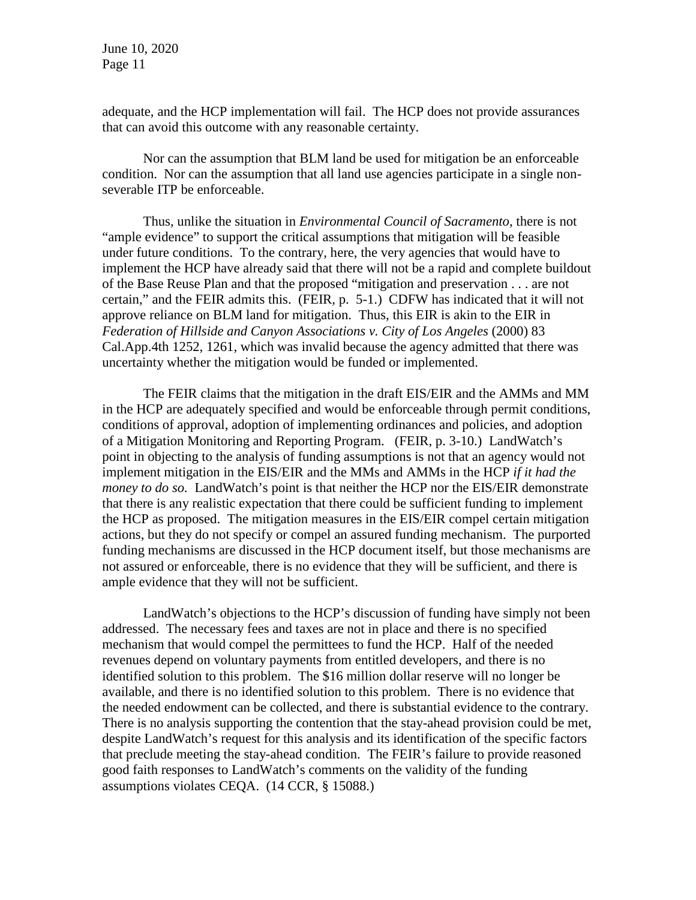adequate, and the HCP implementation will fail. The HCP does not provide assurances that can avoid this outcome with any reasonable certainty.

Nor can the assumption that BLM land be used for mitigation be an enforceable condition. Nor can the assumption that all land use agencies participate in a single non-severable ITP be enforceable.

Thus, unlike the situation in *Environmental Council of Sacramento*, there is not "ample evidence" to support the critical assumptions that mitigation will be feasible under future conditions. To the contrary, here, the very agencies that would have to implement the HCP have already said that there will not be a rapid and complete buildout of the Base Reuse Plan and that the proposed "mitigation and preservation . . . are not certain," and the FEIR admits this. (FEIR, p. 5-1.) CDFW has indicated that it will not approve reliance on BLM land for mitigation. Thus, this EIR is akin to the EIR in *Federation of Hillside and Canyon Associations v. City of Los Angeles* (2000) 83 Cal.App.4th 1252, 1261, which was invalid because the agency admitted that there was uncertainty whether the mitigation would be funded or implemented.

The FEIR claims that the mitigation in the draft EIS/EIR and the AMMs and MM in the HCP are adequately specified and would be enforceable through permit conditions, conditions of approval, adoption of implementing ordinances and policies, and adoption of a Mitigation Monitoring and Reporting Program. (FEIR, p. 3-10.) LandWatch's point in objecting to the analysis of funding assumptions is not that an agency would not implement mitigation in the EIS/EIR and the MMs and AMMs in the HCP *if it had the money to do so.* LandWatch's point is that neither the HCP nor the EIS/EIR demonstrate that there is any realistic expectation that there could be sufficient funding to implement the HCP as proposed. The mitigation measures in the EIS/EIR compel certain mitigation actions, but they do not specify or compel an assured funding mechanism. The purported funding mechanisms are discussed in the HCP document itself, but those mechanisms are not assured or enforceable, there is no evidence that they will be sufficient, and there is ample evidence that they will not be sufficient.

LandWatch's objections to the HCP's discussion of funding have simply not been addressed. The necessary fees and taxes are not in place and there is no specified mechanism that would compel the permittees to fund the HCP. Half of the needed revenues depend on voluntary payments from entitled developers, and there is no identified solution to this problem. The $16 million dollar reserve will no longer be available, and there is no identified solution to this problem. There is no evidence that the needed endowment can be collected, and there is substantial evidence to the contrary. There is no analysis supporting the contention that the stay-ahead provision could be met, despite LandWatch's request for this analysis and its identification of the specific factors that preclude meeting the stay-ahead condition. The FEIR's failure to provide reasoned good faith responses to LandWatch's comments on the validity of the funding assumptions violates CEQA. (14 CCR, § 15088.)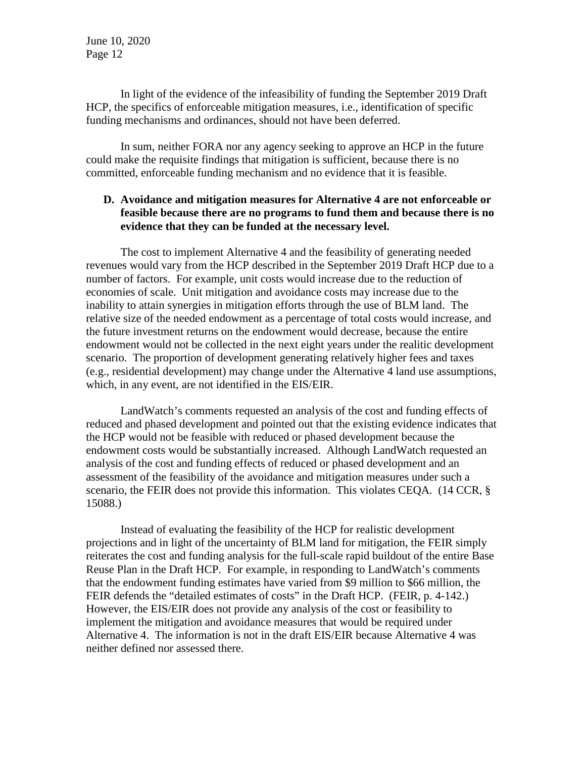In light of the evidence of the infeasibility of funding the September 2019 Draft HCP, the specifics of enforceable mitigation measures, i.e., identification of specific funding mechanisms and ordinances, should not have been deferred.

In sum, neither FORA nor any agency seeking to approve an HCP in the future could make the requisite findings that mitigation is sufficient, because there is no committed, enforceable funding mechanism and no evidence that it is feasible.

**D. Avoidance and mitigation measures for Alternative 4 are not enforceable or feasible because there are no programs to fund them and because there is no evidence that they can be funded at the necessary level.**

The cost to implement Alternative 4 and the feasibility of generating needed revenues would vary from the HCP described in the September 2019 Draft HCP due to a number of factors. For example, unit costs would increase due to the reduction of economies of scale. Unit mitigation and avoidance costs may increase due to the inability to attain synergies in mitigation efforts through the use of BLM land. The relative size of the needed endowment as a percentage of total costs would increase, and the future investment returns on the endowment would decrease, because the entire endowment would not be collected in the next eight years under the realitic development scenario. The proportion of development generating relatively higher fees and taxes (e.g., residential development) may change under the Alternative 4 land use assumptions, which, in any event, are not identified in the EIS/EIR.

LandWatch's comments requested an analysis of the cost and funding effects of reduced and phased development and pointed out that the existing evidence indicates that the HCP would not be feasible with reduced or phased development because the endowment costs would be substantially increased. Although LandWatch requested an analysis of the cost and funding effects of reduced or phased development and an assessment of the feasibility of the avoidance and mitigation measures under such a scenario, the FEIR does not provide this information. This violates CEQA. (14 CCR, § 15088.)

Instead of evaluating the feasibility of the HCP for realistic development projections and in light of the uncertainty of BLM land for mitigation, the FEIR simply reiterates the cost and funding analysis for the full-scale rapid buildout of the entire Base Reuse Plan in the Draft HCP. For example, in responding to LandWatch's comments that the endowment funding estimates have varied from $9 million to $66 million, the FEIR defends the "detailed estimates of costs" in the Draft HCP. (FEIR, p. 4-142.) However, the EIS/EIR does not provide any analysis of the cost or feasibility to implement the mitigation and avoidance measures that would be required under Alternative 4. The information is not in the draft EIS/EIR because Alternative 4 was neither defined nor assessed there.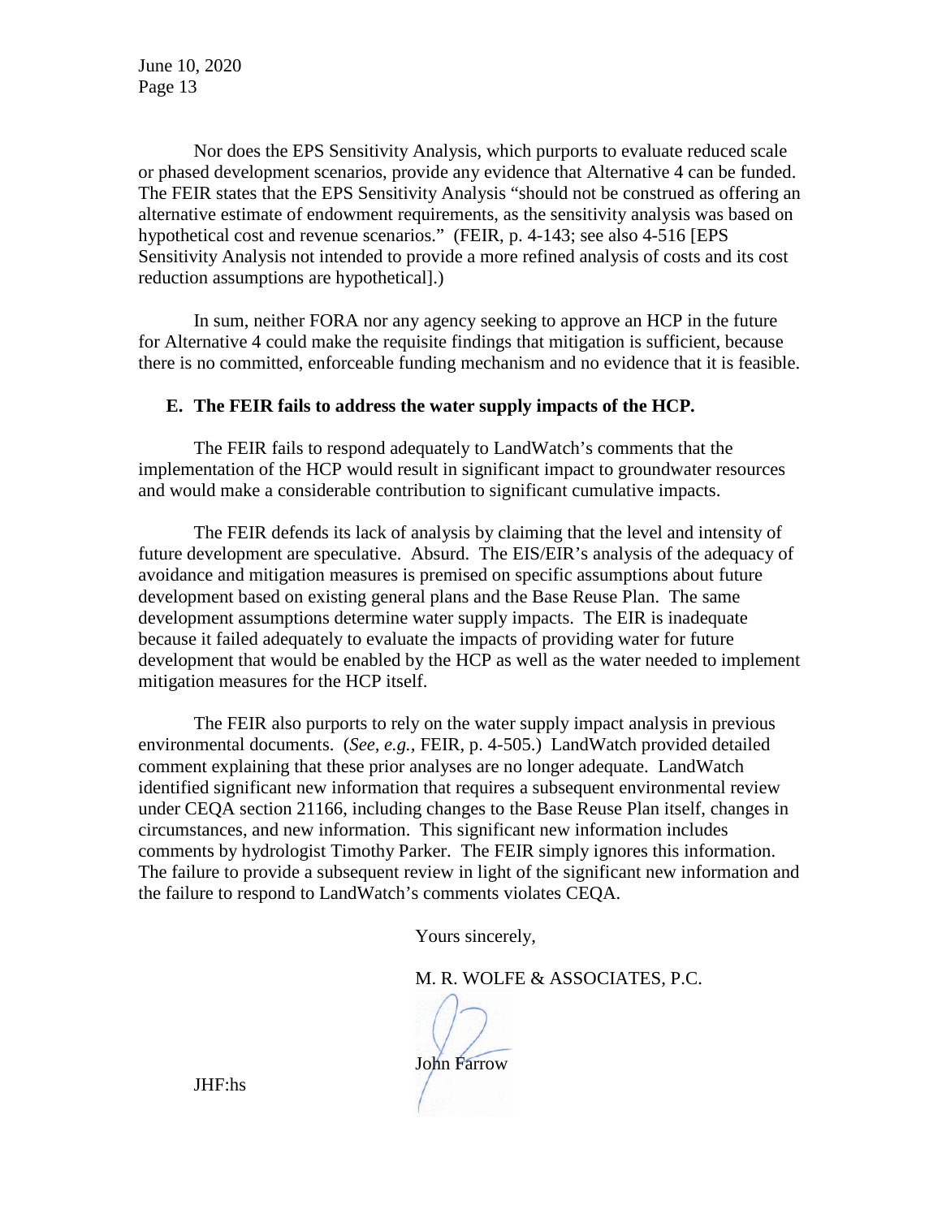Nor does the EPS Sensitivity Analysis, which purports to evaluate reduced scale or phased development scenarios, provide any evidence that Alternative 4 can be funded. The FEIR states that the EPS Sensitivity Analysis "should not be construed as offering an alternative estimate of endowment requirements, as the sensitivity analysis was based on hypothetical cost and revenue scenarios." (FEIR, p. 4-143; see also 4-516 [EPS Sensitivity Analysis not intended to provide a more refined analysis of costs and its cost reduction assumptions are hypothetical].)

In sum, neither FORA nor any agency seeking to approve an HCP in the future for Alternative 4 could make the requisite findings that mitigation is sufficient, because there is no committed, enforceable funding mechanism and no evidence that it is feasible.

**E. The FEIR fails to address the water supply impacts of the HCP.**

The FEIR fails to respond adequately to LandWatch's comments that the implementation of the HCP would result in significant impact to groundwater resources and would make a considerable contribution to significant cumulative impacts.

The FEIR defends its lack of analysis by claiming that the level and intensity of future development are speculative. Absurd. The EIS/EIR's analysis of the adequacy of avoidance and mitigation measures is premised on specific assumptions about future development based on existing general plans and the Base Reuse Plan. The same development assumptions determine water supply impacts. The EIR is inadequate because it failed adequately to evaluate the impacts of providing water for future development that would be enabled by the HCP as well as the water needed to implement mitigation measures for the HCP itself.

The FEIR also purports to rely on the water supply impact analysis in previous environmental documents. (*See, e.g.*, FEIR, p. 4-505.) LandWatch provided detailed comment explaining that these prior analyses are no longer adequate. LandWatch identified significant new information that requires a subsequent environmental review under CEQA section 21166, including changes to the Base Reuse Plan itself, changes in circumstances, and new information. This significant new information includes comments by hydrologist Timothy Parker. The FEIR simply ignores this information. The failure to provide a subsequent review in light of the significant new information and the failure to respond to LandWatch's comments violates CEQA.

Yours sincerely,

M. R. WOLFE & ASSOCIATES, P.C.

John Farrow

JHF:hs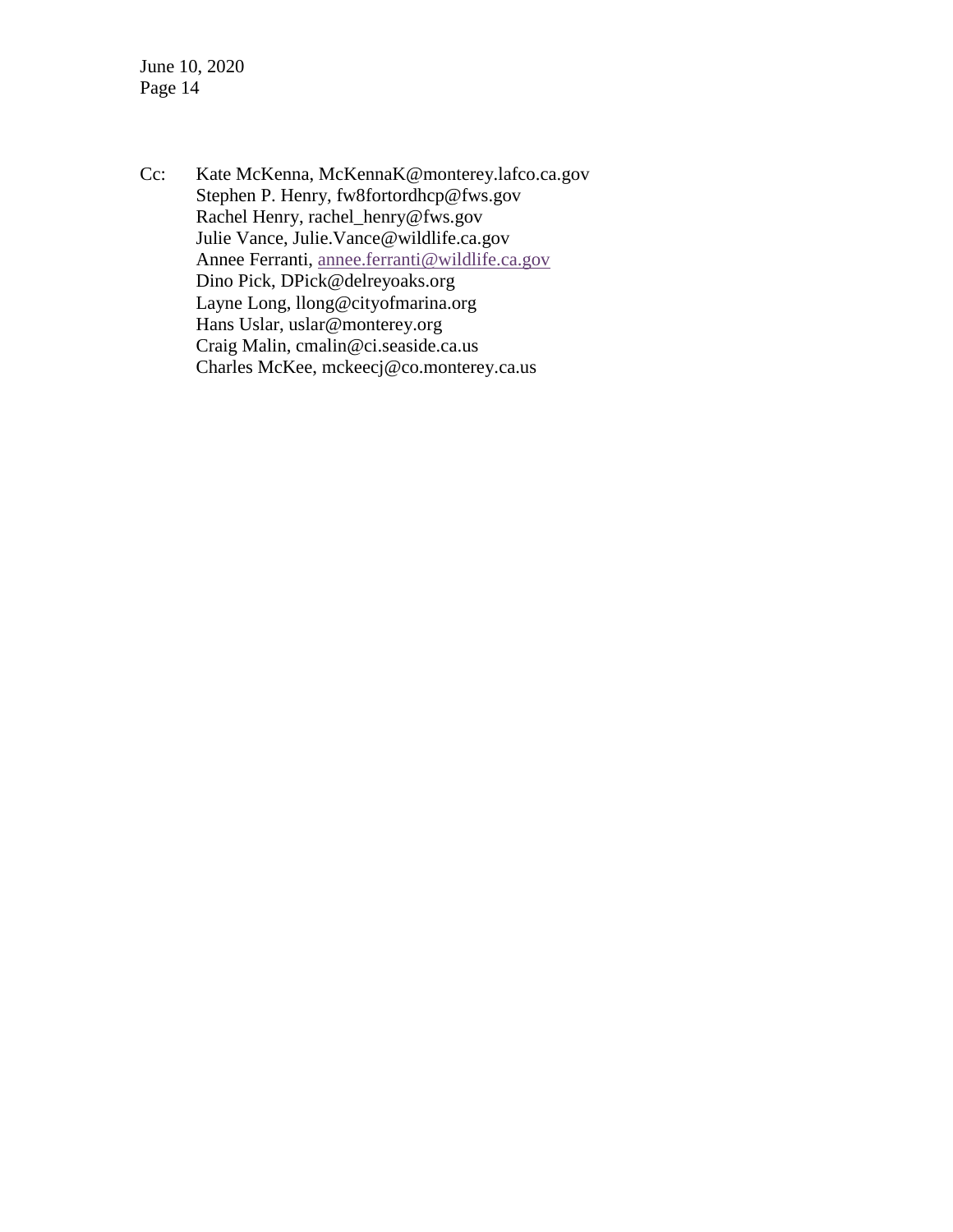Cc: Kate McKenna, McKennaK@monterey.lafco.ca.gov
Stephen P. Henry, fw8fortordhcp@fws.gov
Rachel Henry, rachel_henry@fws.gov
Julie Vance, Julie.Vance@wildlife.ca.gov
Annee Ferranti, annee.ferranti@wildlife.ca.gov
Dino Pick, DPick@delreyoaks.org
Layne Long, llong@cityofmarina.org
Hans Uslar, uslar@monterey.org
Craig Malin, cmalin@ci.seaside.ca.us
Charles McKee, mckeecj@co.monterey.ca.us